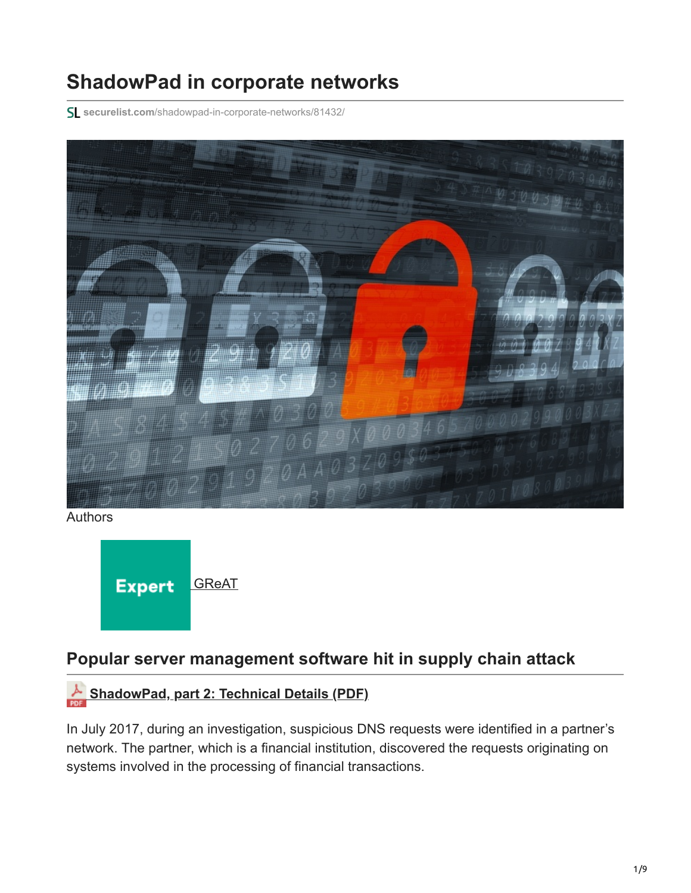# ShadowPad in corporate networks

securelist.com/shadowpad-in-corporate-networks/81432/

Authors

Expert GReAT

## Popular server management software hit in supply chain attack

**ShadowPad, part 2: Technical Details (PDF)**

In July 2017, during an investigation, suspicious DNS requests were identified in a partner's network. The partner, which is a financial institution, discovered the requests originating on systems involved in the processing of financial transactions.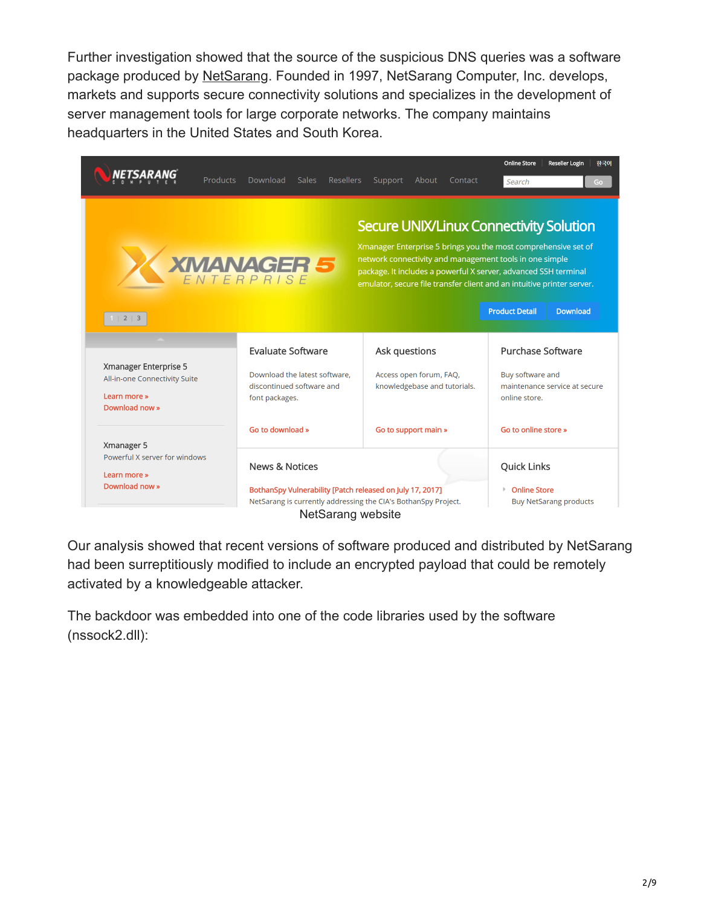Further investigation showed that the source of the suspicious DNS queries was a software package produced by NetSarang. Founded in 1997, NetSarang Computer, Inc. develops, markets and supports secure connectivity solutions and specializes in the development of server management tools for large corporate networks. The company maintains headquarters in the United States and South Korea.

NetSarang website

Our analysis showed that recent versions of software produced and distributed by NetSarang had been surreptitiously modified to include an encrypted payload that could be remotely activated by a knowledgeable attacker.

The backdoor was embedded into one of the code libraries used by the software (nssock2.dll):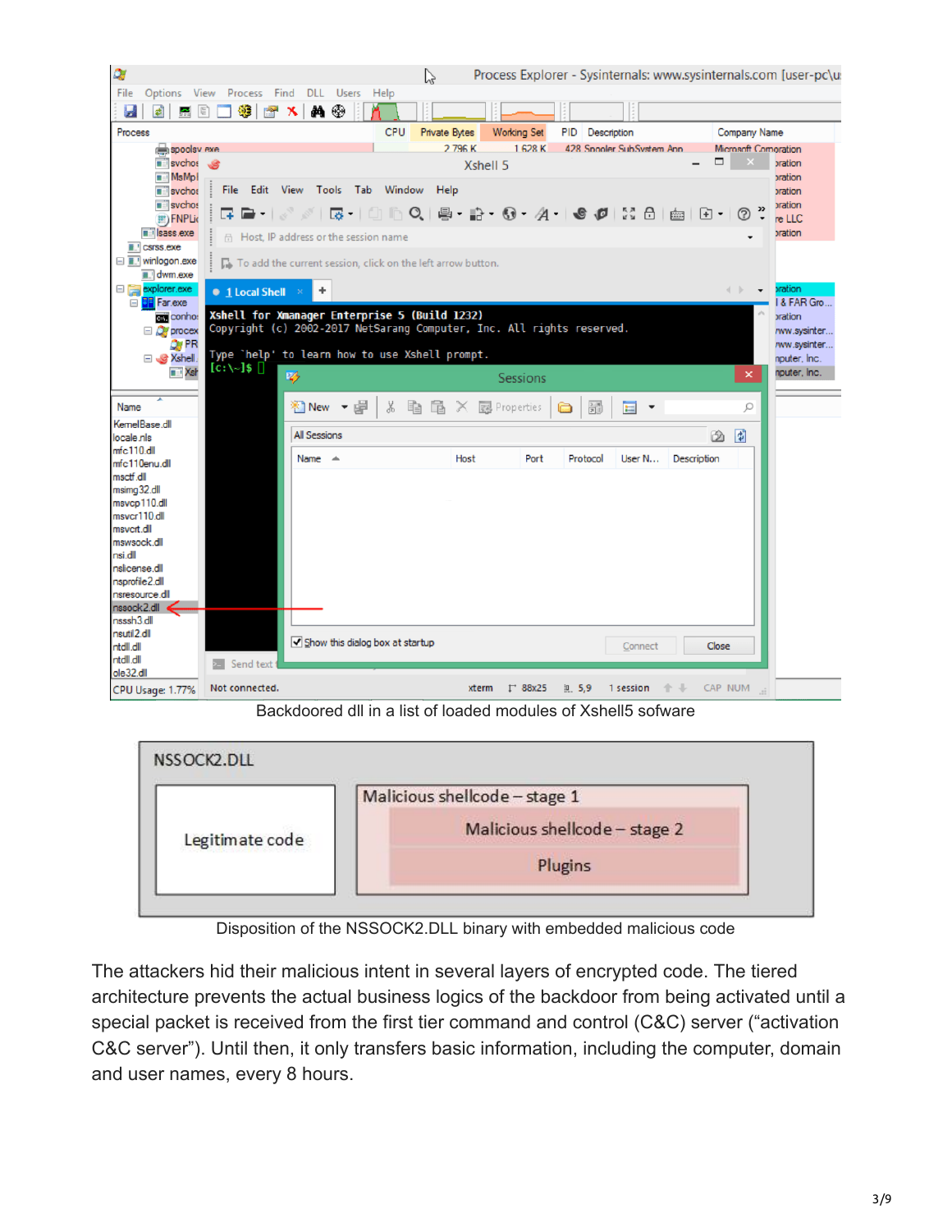Backdoored dll in a list of loaded modules of Xshell5 sofware

Disposition of the NSSOCK2.DLL binary with embedded malicious code

The attackers hid their malicious intent in several layers of encrypted code. The tiered architecture prevents the actual business logics of the backdoor from being activated until a special packet is received from the first tier command and control (C&C) server ("activation C&C server"). Until then, it only transfers basic information, including the computer, domain and user names, every 8 hours.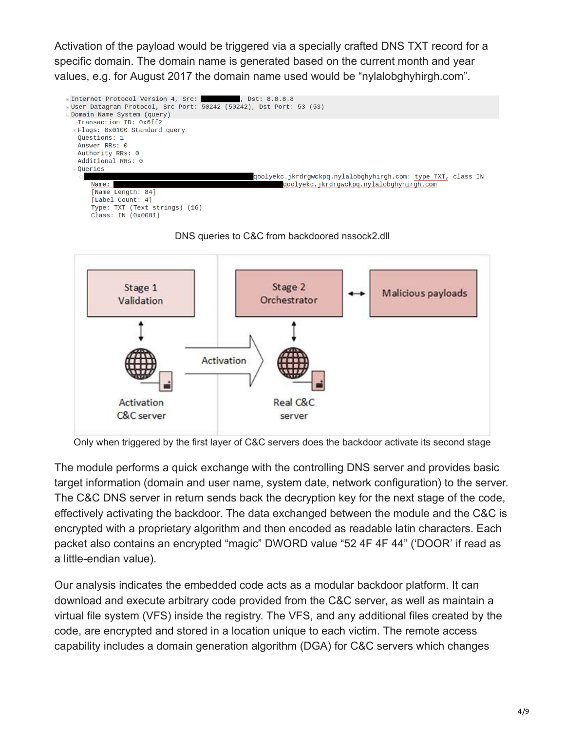Activation of the payload would be triggered via a specially crafted DNS TXT record for a specific domain. The domain name is generated based on the current month and year values, e.g. for August 2017 the domain name used would be “nylalobghyhirgh.com”.

```
Internet Protocol Version 4, Src: ██████████, Dst: 8.8.8.8
User Datagram Protocol, Src Port: 50242 (50242), Dst Port: 53 (53)
Domain Name System (query)
  Transaction ID: 0x6ff2
  Flags: 0x0100 Standard query
  Questions: 1
  Answer RRs: 0
  Authority RRs: 0
  Additional RRs: 0
  Queries
    ██████████████████████████████qoolyekc.jkrdrgwckpq.nylalobghyhirgh.com: type TXT, class IN
      Name: ████████████████████████████████████qoolyekc.jkrdrgwckpq.nylalobghyhirgh.com
      [Name Length: 84]
      [Label Count: 4]
      Type: TXT (Text strings) (16)
      Class: IN (0x0001)
```

DNS queries to C&C from backdoored nssock2.dll

Stage 1 Validation | Stage 2 Orchestrator | Malicious payloads | Activation | Activation C&C server | Real C&C server

Only when triggered by the first layer of C&C servers does the backdoor activate its second stage

The module performs a quick exchange with the controlling DNS server and provides basic target information (domain and user name, system date, network configuration) to the server. The C&C DNS server in return sends back the decryption key for the next stage of the code, effectively activating the backdoor. The data exchanged between the module and the C&C is encrypted with a proprietary algorithm and then encoded as readable latin characters. Each packet also contains an encrypted “magic” DWORD value “52 4F 4F 44” (‘DOOR’ if read as a little-endian value).

Our analysis indicates the embedded code acts as a modular backdoor platform. It can download and execute arbitrary code provided from the C&C server, as well as maintain a virtual file system (VFS) inside the registry. The VFS, and any additional files created by the code, are encrypted and stored in a location unique to each victim. The remote access capability includes a domain generation algorithm (DGA) for C&C servers which changes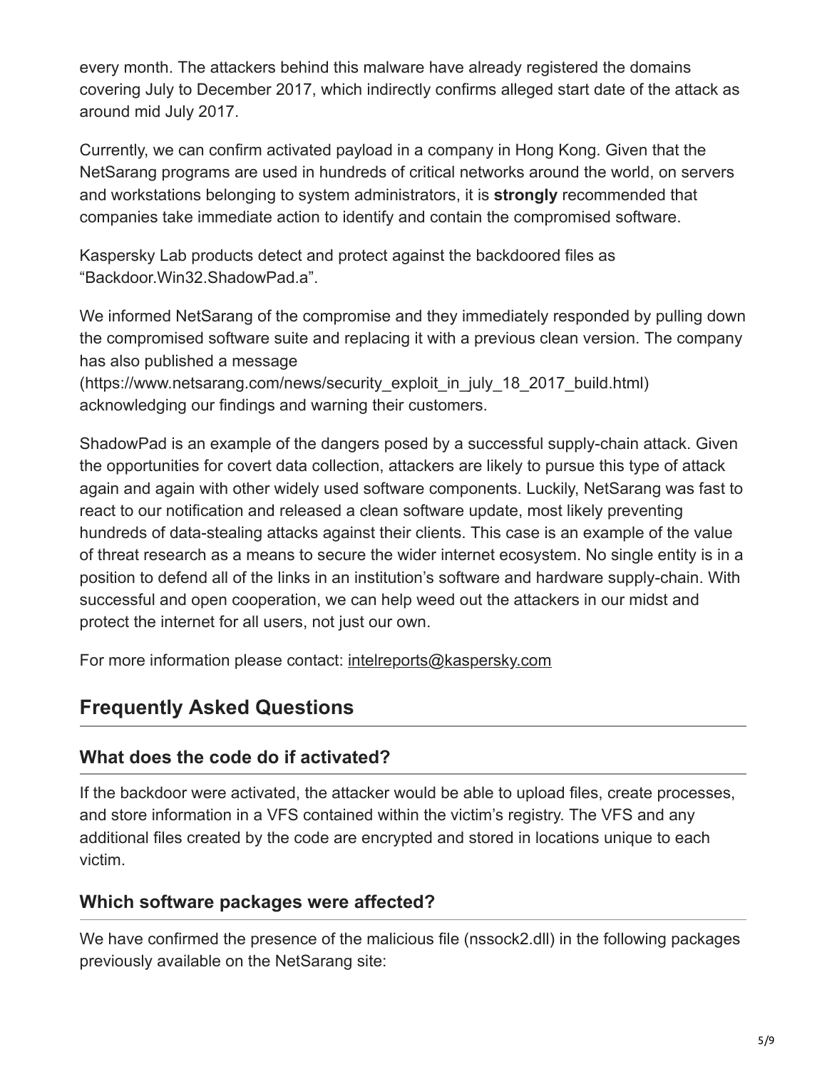every month. The attackers behind this malware have already registered the domains covering July to December 2017, which indirectly confirms alleged start date of the attack as around mid July 2017.

Currently, we can confirm activated payload in a company in Hong Kong. Given that the NetSarang programs are used in hundreds of critical networks around the world, on servers and workstations belonging to system administrators, it is **strongly** recommended that companies take immediate action to identify and contain the compromised software.

Kaspersky Lab products detect and protect against the backdoored files as “Backdoor.Win32.ShadowPad.a”.

We informed NetSarang of the compromise and they immediately responded by pulling down the compromised software suite and replacing it with a previous clean version. The company has also published a message (https://www.netsarang.com/news/security_exploit_in_july_18_2017_build.html) acknowledging our findings and warning their customers.

ShadowPad is an example of the dangers posed by a successful supply-chain attack. Given the opportunities for covert data collection, attackers are likely to pursue this type of attack again and again with other widely used software components. Luckily, NetSarang was fast to react to our notification and released a clean software update, most likely preventing hundreds of data-stealing attacks against their clients. This case is an example of the value of threat research as a means to secure the wider internet ecosystem. No single entity is in a position to defend all of the links in an institution’s software and hardware supply-chain. With successful and open cooperation, we can help weed out the attackers in our midst and protect the internet for all users, not just our own.

For more information please contact: intelreports@kaspersky.com

## Frequently Asked Questions

### What does the code do if activated?

If the backdoor were activated, the attacker would be able to upload files, create processes, and store information in a VFS contained within the victim’s registry. The VFS and any additional files created by the code are encrypted and stored in locations unique to each victim.

### Which software packages were affected?

We have confirmed the presence of the malicious file (nssock2.dll) in the following packages previously available on the NetSarang site: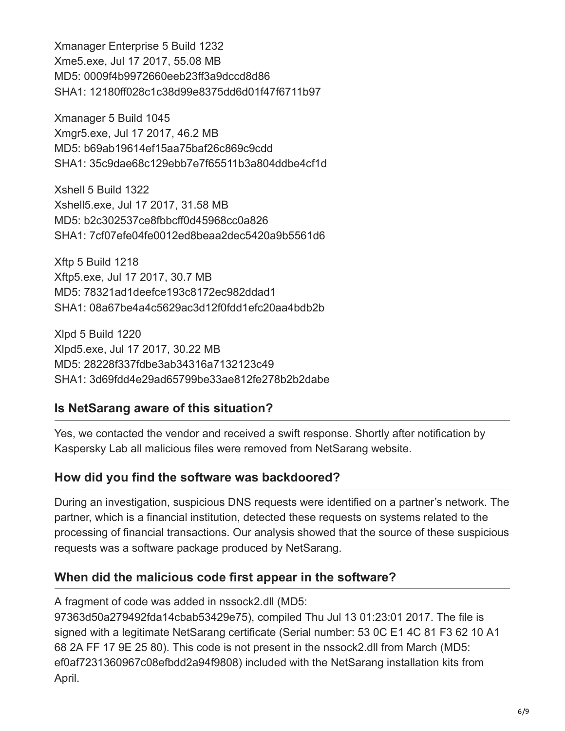Xmanager Enterprise 5 Build 1232
Xme5.exe, Jul 17 2017, 55.08 MB
MD5: 0009f4b9972660eeb23ff3a9dccd8d86
SHA1: 12180ff028c1c38d99e8375dd6d01f47f6711b97

Xmanager 5 Build 1045
Xmgr5.exe, Jul 17 2017, 46.2 MB
MD5: b69ab19614ef15aa75baf26c869c9cdd
SHA1: 35c9dae68c129ebb7e7f65511b3a804ddbe4cf1d

Xshell 5 Build 1322
Xshell5.exe, Jul 17 2017, 31.58 MB
MD5: b2c302537ce8fbbcff0d45968cc0a826
SHA1: 7cf07efe04fe0012ed8beaa2dec5420a9b5561d6

Xftp 5 Build 1218
Xftp5.exe, Jul 17 2017, 30.7 MB
MD5: 78321ad1deefce193c8172ec982ddad1
SHA1: 08a67be4a4c5629ac3d12f0fdd1efc20aa4bdb2b

Xlpd 5 Build 1220
Xlpd5.exe, Jul 17 2017, 30.22 MB
MD5: 28228f337fdbe3ab34316a7132123c49
SHA1: 3d69fdd4e29ad65799be33ae812fe278b2b2dabe

## Is NetSarang aware of this situation?

Yes, we contacted the vendor and received a swift response. Shortly after notification by Kaspersky Lab all malicious files were removed from NetSarang website.

## How did you find the software was backdoored?

During an investigation, suspicious DNS requests were identified on a partner's network. The partner, which is a financial institution, detected these requests on systems related to the processing of financial transactions. Our analysis showed that the source of these suspicious requests was a software package produced by NetSarang.

## When did the malicious code first appear in the software?

A fragment of code was added in nssock2.dll (MD5: 97363d50a279492fda14cbab53429e75), compiled Thu Jul 13 01:23:01 2017. The file is signed with a legitimate NetSarang certificate (Serial number: 53 0C E1 4C 81 F3 62 10 A1 68 2A FF 17 9E 25 80). This code is not present in the nssock2.dll from March (MD5: ef0af7231360967c08efbdd2a94f9808) included with the NetSarang installation kits from April.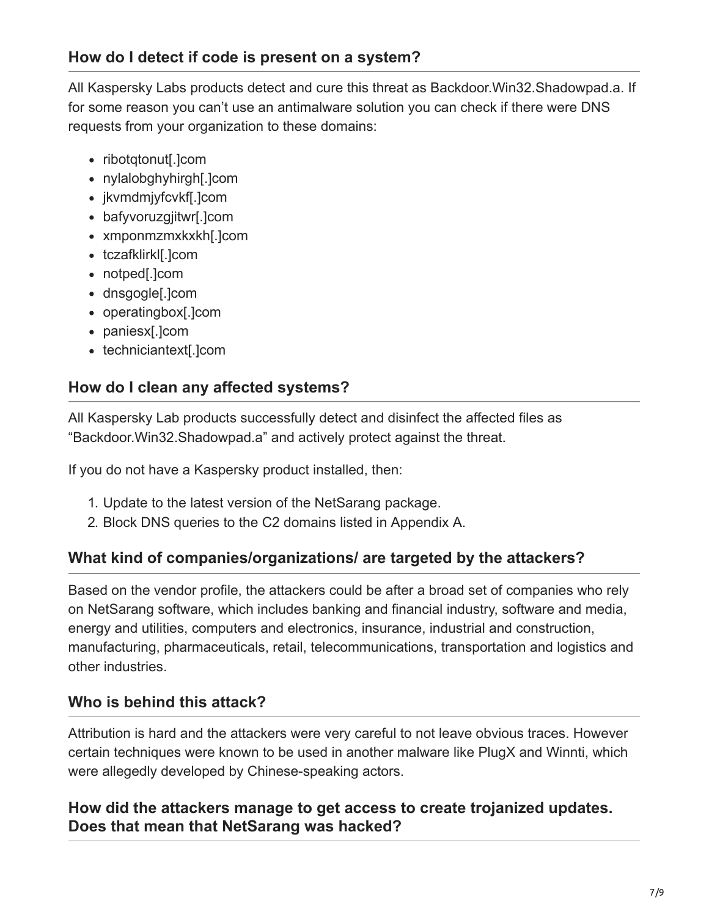### How do I detect if code is present on a system?

All Kaspersky Labs products detect and cure this threat as Backdoor.Win32.Shadowpad.a. If for some reason you can't use an antimalware solution you can check if there were DNS requests from your organization to these domains:

- ribotqtonut[.]com
- nylalobghyhirgh[.]com
- jkvmdmjyfcvkf[.]com
- bafyvoruzgjitwr[.]com
- xmponmzmxkxkh[.]com
- tczafklirkl[.]com
- notped[.]com
- dnsgogle[.]com
- operatingbox[.]com
- paniesx[.]com
- techniciantext[.]com

### How do I clean any affected systems?

All Kaspersky Lab products successfully detect and disinfect the affected files as "Backdoor.Win32.Shadowpad.a" and actively protect against the threat.

If you do not have a Kaspersky product installed, then:

1. Update to the latest version of the NetSarang package.
2. Block DNS queries to the C2 domains listed in Appendix A.

### What kind of companies/organizations/ are targeted by the attackers?

Based on the vendor profile, the attackers could be after a broad set of companies who rely on NetSarang software, which includes banking and financial industry, software and media, energy and utilities, computers and electronics, insurance, industrial and construction, manufacturing, pharmaceuticals, retail, telecommunications, transportation and logistics and other industries.

### Who is behind this attack?

Attribution is hard and the attackers were very careful to not leave obvious traces. However certain techniques were known to be used in another malware like PlugX and Winnti, which were allegedly developed by Chinese-speaking actors.

### How did the attackers manage to get access to create trojanized updates. Does that mean that NetSarang was hacked?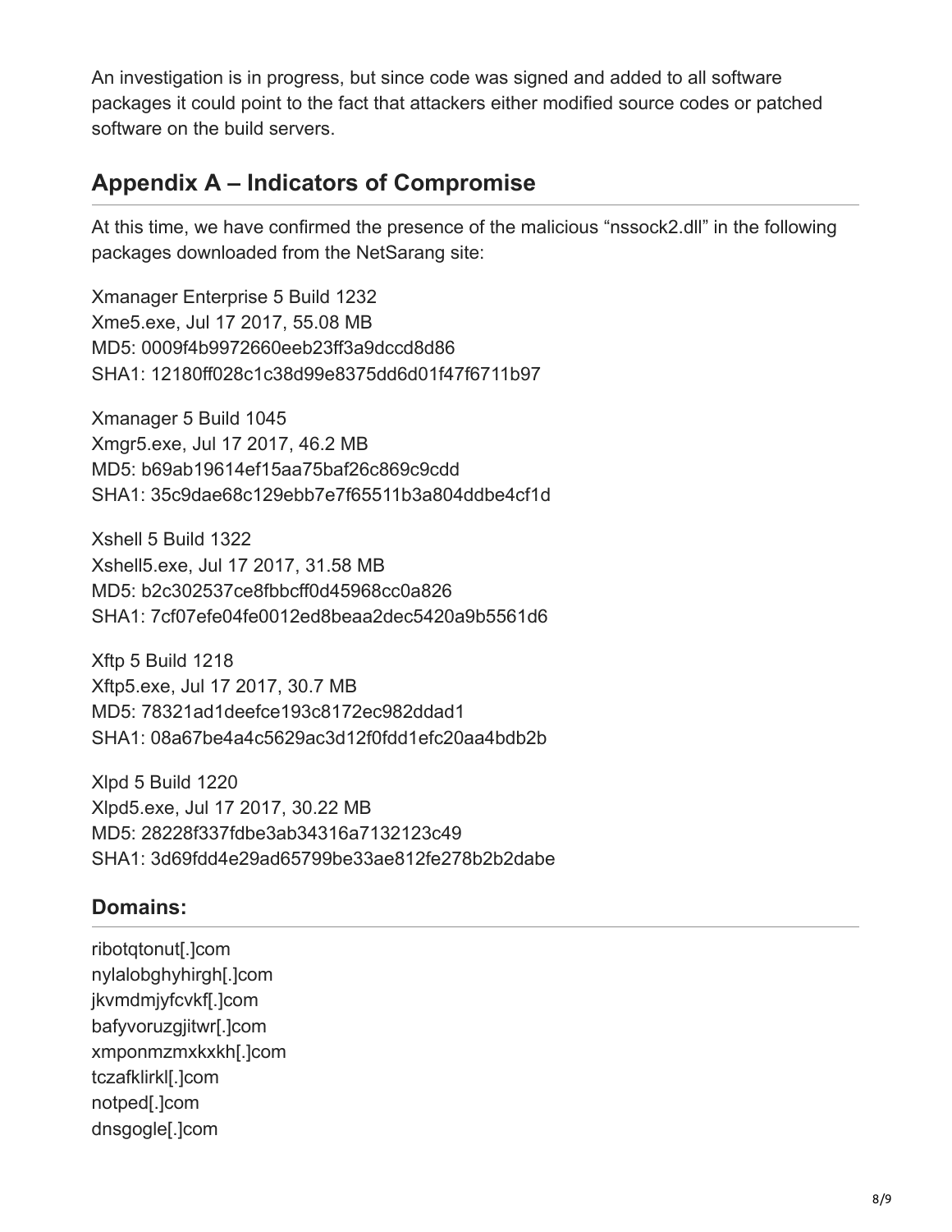An investigation is in progress, but since code was signed and added to all software packages it could point to the fact that attackers either modified source codes or patched software on the build servers.

## Appendix A – Indicators of Compromise

At this time, we have confirmed the presence of the malicious “nssock2.dll” in the following packages downloaded from the NetSarang site:

Xmanager Enterprise 5 Build 1232
Xme5.exe, Jul 17 2017, 55.08 MB
MD5: 0009f4b9972660eeb23ff3a9dccd8d86
SHA1: 12180ff028c1c38d99e8375dd6d01f47f6711b97

Xmanager 5 Build 1045
Xmgr5.exe, Jul 17 2017, 46.2 MB
MD5: b69ab19614ef15aa75baf26c869c9cdd
SHA1: 35c9dae68c129ebb7e7f65511b3a804ddbe4cf1d

Xshell 5 Build 1322
Xshell5.exe, Jul 17 2017, 31.58 MB
MD5: b2c302537ce8fbbcff0d45968cc0a826
SHA1: 7cf07efe04fe0012ed8beaa2dec5420a9b5561d6

Xftp 5 Build 1218
Xftp5.exe, Jul 17 2017, 30.7 MB
MD5: 78321ad1deefce193c8172ec982ddad1
SHA1: 08a67be4a4c5629ac3d12f0fdd1efc20aa4bdb2b

Xlpd 5 Build 1220
Xlpd5.exe, Jul 17 2017, 30.22 MB
MD5: 28228f337fdbe3ab34316a7132123c49
SHA1: 3d69fdd4e29ad65799be33ae812fe278b2b2dabe

### Domains:

ribotqtonut[.]com
nylalobghyhirgh[.]com
jkvmdmjyfcvkf[.]com
bafyvoruzgjitwr[.]com
xmponmzmxkxkh[.]com
tczafklirkl[.]com
notped[.]com
dnsgogle[.]com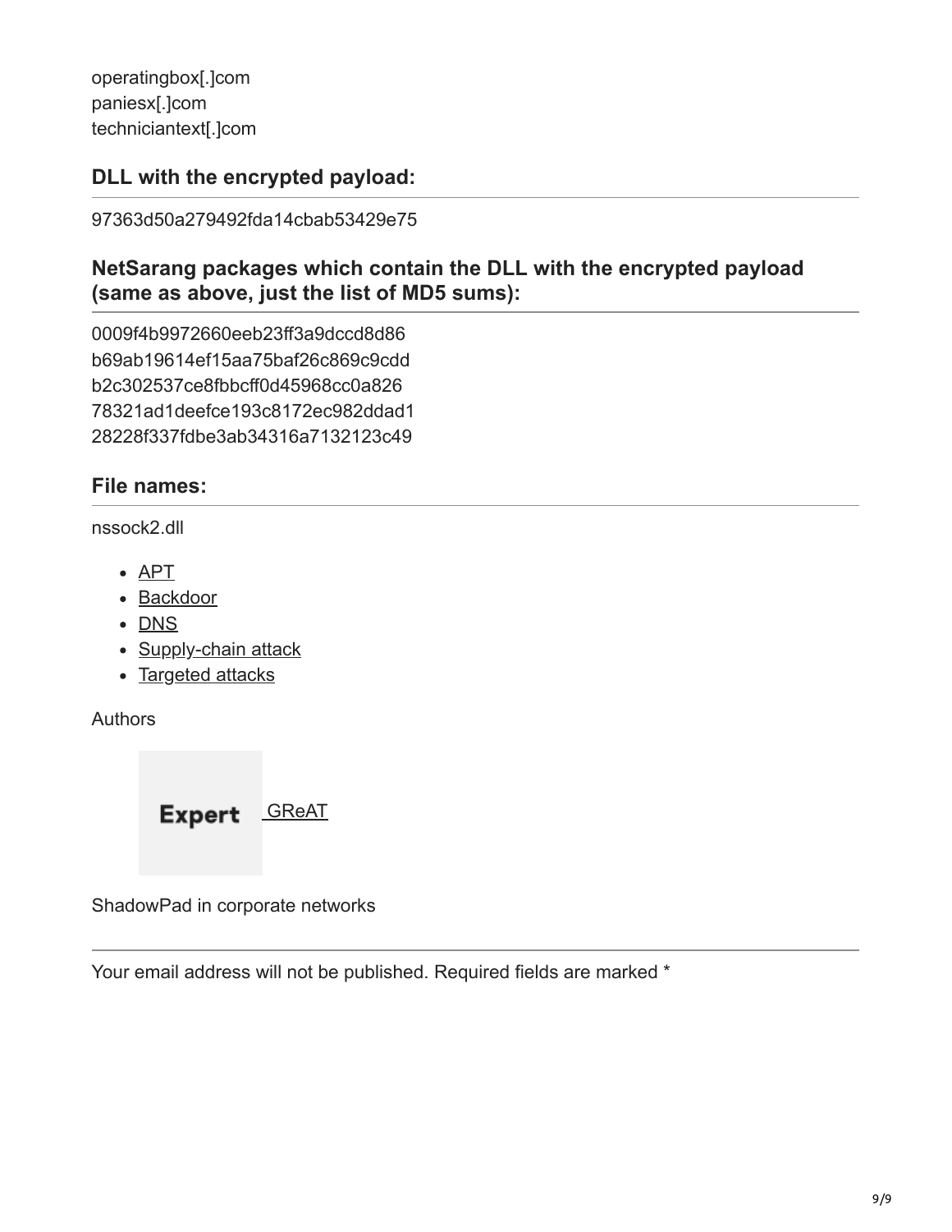operatingbox[.]com
paniesx[.]com
techniciantext[.]com

### DLL with the encrypted payload:

97363d50a279492fda14cbab53429e75

### NetSarang packages which contain the DLL with the encrypted payload (same as above, just the list of MD5 sums):

0009f4b9972660eeb23ff3a9dccd8d86
b69ab19614ef15aa75baf26c869c9cdd
b2c302537ce8fbbcff0d45968cc0a826
78321ad1deefce193c8172ec982ddad1
28228f337fdbe3ab34316a7132123c49

### File names:

nssock2.dll

- APT
- Backdoor
- DNS
- Supply-chain attack
- Targeted attacks

Authors

Expert GReAT

ShadowPad in corporate networks

Your email address will not be published. Required fields are marked *